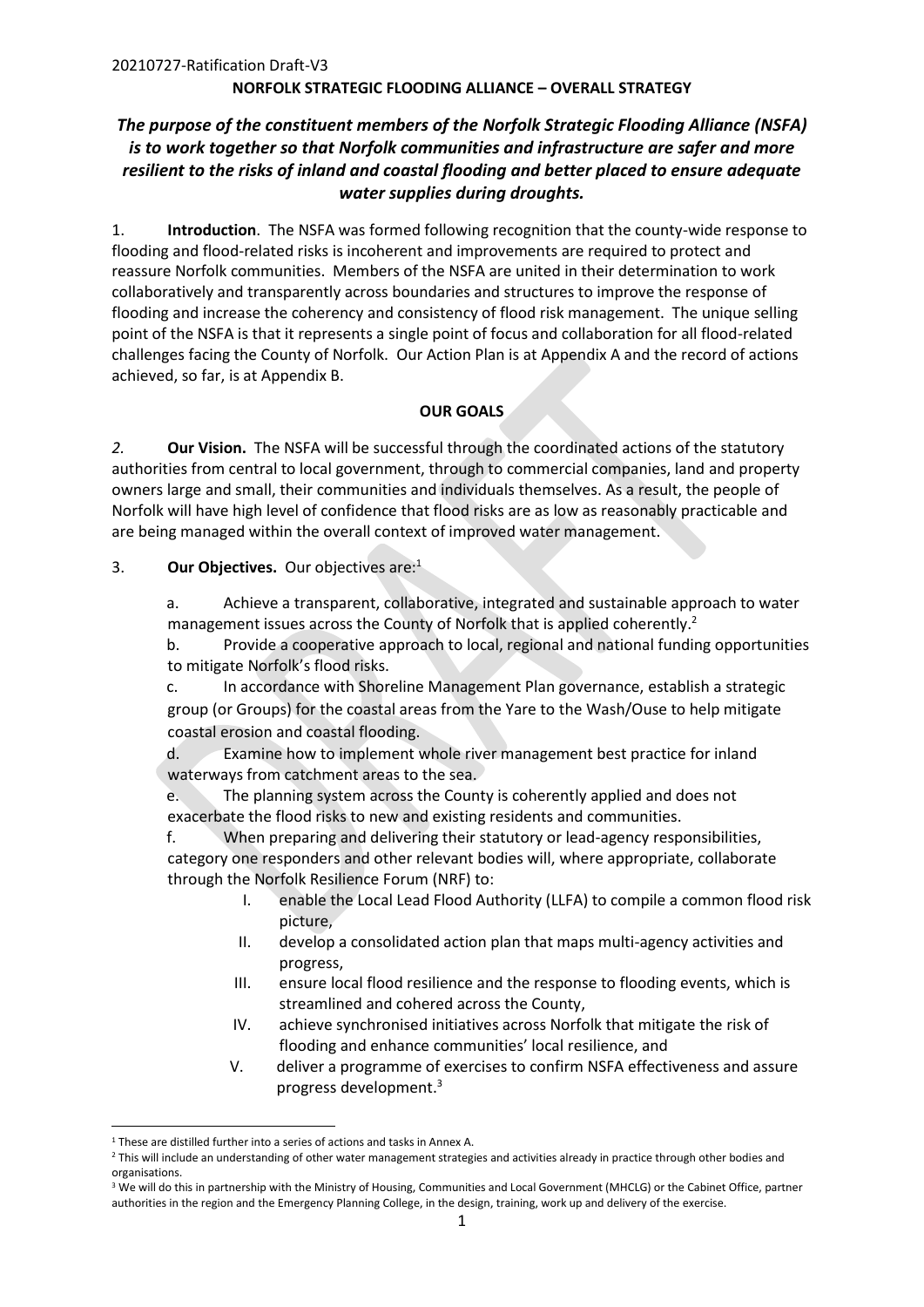20210727-Ratification Draft-V3

**NORFOLK STRATEGIC FLOODING ALLIANCE – OVERALL STRATEGY**

***The purpose of the constituent members of the Norfolk Strategic Flooding Alliance (NSFA) is to work together so that Norfolk communities and infrastructure are safer and more resilient to the risks of inland and coastal flooding and better placed to ensure adequate water supplies during droughts.***

1. **Introduction**. The NSFA was formed following recognition that the county-wide response to flooding and flood-related risks is incoherent and improvements are required to protect and reassure Norfolk communities. Members of the NSFA are united in their determination to work collaboratively and transparently across boundaries and structures to improve the response of flooding and increase the coherency and consistency of flood risk management. The unique selling point of the NSFA is that it represents a single point of focus and collaboration for all flood-related challenges facing the County of Norfolk. Our Action Plan is at Appendix A and the record of actions achieved, so far, is at Appendix B.

**OUR GOALS**

*2.* **Our Vision.** The NSFA will be successful through the coordinated actions of the statutory authorities from central to local government, through to commercial companies, land and property owners large and small, their communities and individuals themselves. As a result, the people of Norfolk will have high level of confidence that flood risks are as low as reasonably practicable and are being managed within the overall context of improved water management.

3. **Our Objectives.** Our objectives are:[1]

   a. Achieve a transparent, collaborative, integrated and sustainable approach to water management issues across the County of Norfolk that is applied coherently.[2]

   b. Provide a cooperative approach to local, regional and national funding opportunities to mitigate Norfolk's flood risks.

   c. In accordance with Shoreline Management Plan governance, establish a strategic group (or Groups) for the coastal areas from the Yare to the Wash/Ouse to help mitigate coastal erosion and coastal flooding.

   d. Examine how to implement whole river management best practice for inland waterways from catchment areas to the sea.

   e. The planning system across the County is coherently applied and does not exacerbate the flood risks to new and existing residents and communities.

   f. When preparing and delivering their statutory or lead-agency responsibilities, category one responders and other relevant bodies will, where appropriate, collaborate through the Norfolk Resilience Forum (NRF) to:

      I. enable the Local Lead Flood Authority (LLFA) to compile a common flood risk picture,

      II. develop a consolidated action plan that maps multi-agency activities and progress,

      III. ensure local flood resilience and the response to flooding events, which is streamlined and cohered across the County,

      IV. achieve synchronised initiatives across Norfolk that mitigate the risk of flooding and enhance communities' local resilience, and

      V. deliver a programme of exercises to confirm NSFA effectiveness and assure progress development.[3]

---

[1] These are distilled further into a series of actions and tasks in Annex A.

[2] This will include an understanding of other water management strategies and activities already in practice through other bodies and organisations.

[3] We will do this in partnership with the Ministry of Housing, Communities and Local Government (MHCLG) or the Cabinet Office, partner authorities in the region and the Emergency Planning College, in the design, training, work up and delivery of the exercise.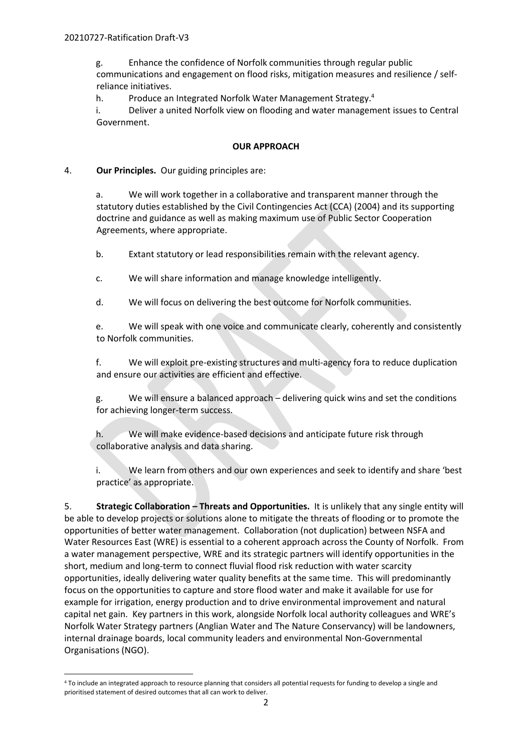g. Enhance the confidence of Norfolk communities through regular public communications and engagement on flood risks, mitigation measures and resilience / self-reliance initiatives.

h. Produce an Integrated Norfolk Water Management Strategy.[4]

i. Deliver a united Norfolk view on flooding and water management issues to Central Government.

**OUR APPROACH**

4. **Our Principles.** Our guiding principles are:

a. We will work together in a collaborative and transparent manner through the statutory duties established by the Civil Contingencies Act (CCA) (2004) and its supporting doctrine and guidance as well as making maximum use of Public Sector Cooperation Agreements, where appropriate.

b. Extant statutory or lead responsibilities remain with the relevant agency.

c. We will share information and manage knowledge intelligently.

d. We will focus on delivering the best outcome for Norfolk communities.

e. We will speak with one voice and communicate clearly, coherently and consistently to Norfolk communities.

f. We will exploit pre-existing structures and multi-agency fora to reduce duplication and ensure our activities are efficient and effective.

g. We will ensure a balanced approach – delivering quick wins and set the conditions for achieving longer-term success.

h. We will make evidence-based decisions and anticipate future risk through collaborative analysis and data sharing.

i. We learn from others and our own experiences and seek to identify and share 'best practice' as appropriate.

5. **Strategic Collaboration – Threats and Opportunities.** It is unlikely that any single entity will be able to develop projects or solutions alone to mitigate the threats of flooding or to promote the opportunities of better water management. Collaboration (not duplication) between NSFA and Water Resources East (WRE) is essential to a coherent approach across the County of Norfolk. From a water management perspective, WRE and its strategic partners will identify opportunities in the short, medium and long-term to connect fluvial flood risk reduction with water scarcity opportunities, ideally delivering water quality benefits at the same time. This will predominantly focus on the opportunities to capture and store flood water and make it available for use for example for irrigation, energy production and to drive environmental improvement and natural capital net gain. Key partners in this work, alongside Norfolk local authority colleagues and WRE's Norfolk Water Strategy partners (Anglian Water and The Nature Conservancy) will be landowners, internal drainage boards, local community leaders and environmental Non-Governmental Organisations (NGO).

[4] To include an integrated approach to resource planning that considers all potential requests for funding to develop a single and prioritised statement of desired outcomes that all can work to deliver.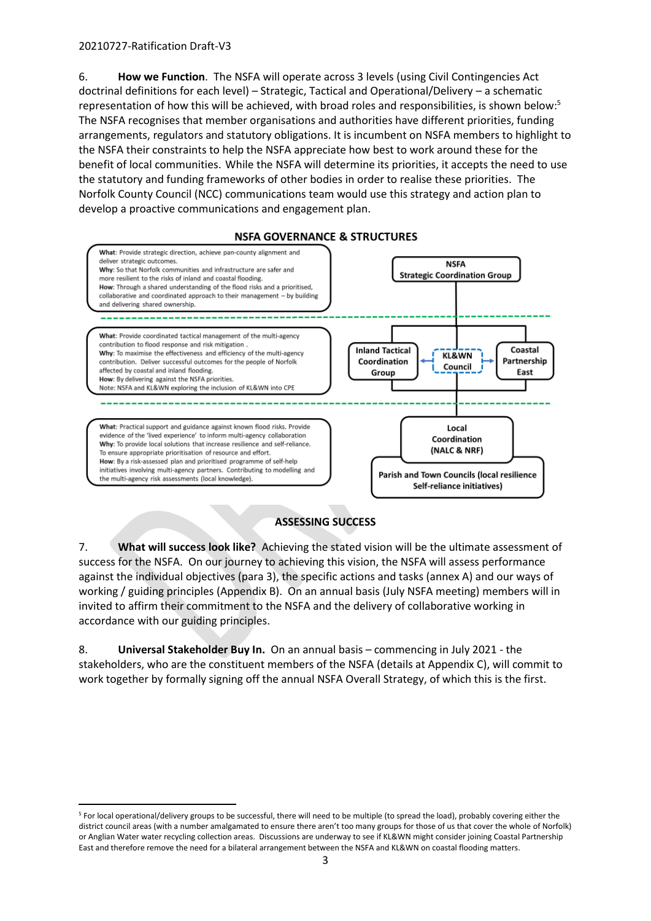6. **How we Function**. The NSFA will operate across 3 levels (using Civil Contingencies Act doctrinal definitions for each level) – Strategic, Tactical and Operational/Delivery – a schematic representation of how this will be achieved, with broad roles and responsibilities, is shown below:[5] The NSFA recognises that member organisations and authorities have different priorities, funding arrangements, regulators and statutory obligations. It is incumbent on NSFA members to highlight to the NSFA their constraints to help the NSFA appreciate how best to work around these for the benefit of local communities. While the NSFA will determine its priorities, it accepts the need to use the statutory and funding frameworks of other bodies in order to realise these priorities. The Norfolk County Council (NCC) communications team would use this strategy and action plan to develop a proactive communications and engagement plan.

**NSFA GOVERNANCE & STRUCTURES**

**What**: Provide strategic direction, achieve pan-county alignment and deliver strategic outcomes.
**Why**: So that Norfolk communities and infrastructure are safer and more resilient to the risks of inland and coastal flooding.
**How**: Through a shared understanding of the flood risks and a prioritised, collaborative and coordinated approach to their management – by building and delivering shared ownership.

**NSFA Strategic Coordination Group**

**What**: Provide coordinated tactical management of the multi-agency contribution to flood response and risk mitigation .
**Why**: To maximise the effectiveness and efficiency of the multi-agency contribution. Deliver successful outcomes for the people of Norfolk affected by coastal and inland flooding.
**How**: By delivering against the NSFA priorities.
Note: NSFA and KL&WN exploring the inclusion of KL&WN into CPE

**Inland Tactical Coordination Group** ↔ **KL&WN Council** ↔ **Coastal Partnership East**

**What**: Practical support and guidance against known flood risks. Provide evidence of the 'lived experience' to inform multi-agency collaboration
**Why**: To provide local solutions that increase resilience and self-reliance. To ensure appropriate prioritisation of resource and effort.
**How**: By a risk-assessed plan and prioritised programme of self-help initiatives involving multi-agency partners. Contributing to modelling and the multi-agency risk assessments (local knowledge).

**Local Coordination (NALC & NRF)**

**Parish and Town Councils (local resilience Self-reliance initiatives)**

## ASSESSING SUCCESS

7. **What will success look like?** Achieving the stated vision will be the ultimate assessment of success for the NSFA. On our journey to achieving this vision, the NSFA will assess performance against the individual objectives (para 3), the specific actions and tasks (annex A) and our ways of working / guiding principles (Appendix B). On an annual basis (July NSFA meeting) members will in invited to affirm their commitment to the NSFA and the delivery of collaborative working in accordance with our guiding principles.

8. **Universal Stakeholder Buy In.** On an annual basis – commencing in July 2021 - the stakeholders, who are the constituent members of the NSFA (details at Appendix C), will commit to work together by formally signing off the annual NSFA Overall Strategy, of which this is the first.

---

[5] For local operational/delivery groups to be successful, there will need to be multiple (to spread the load), probably covering either the district council areas (with a number amalgamated to ensure there aren't too many groups for those of us that cover the whole of Norfolk) or Anglian Water water recycling collection areas. Discussions are underway to see if KL&WN might consider joining Coastal Partnership East and therefore remove the need for a bilateral arrangement between the NSFA and KL&WN on coastal flooding matters.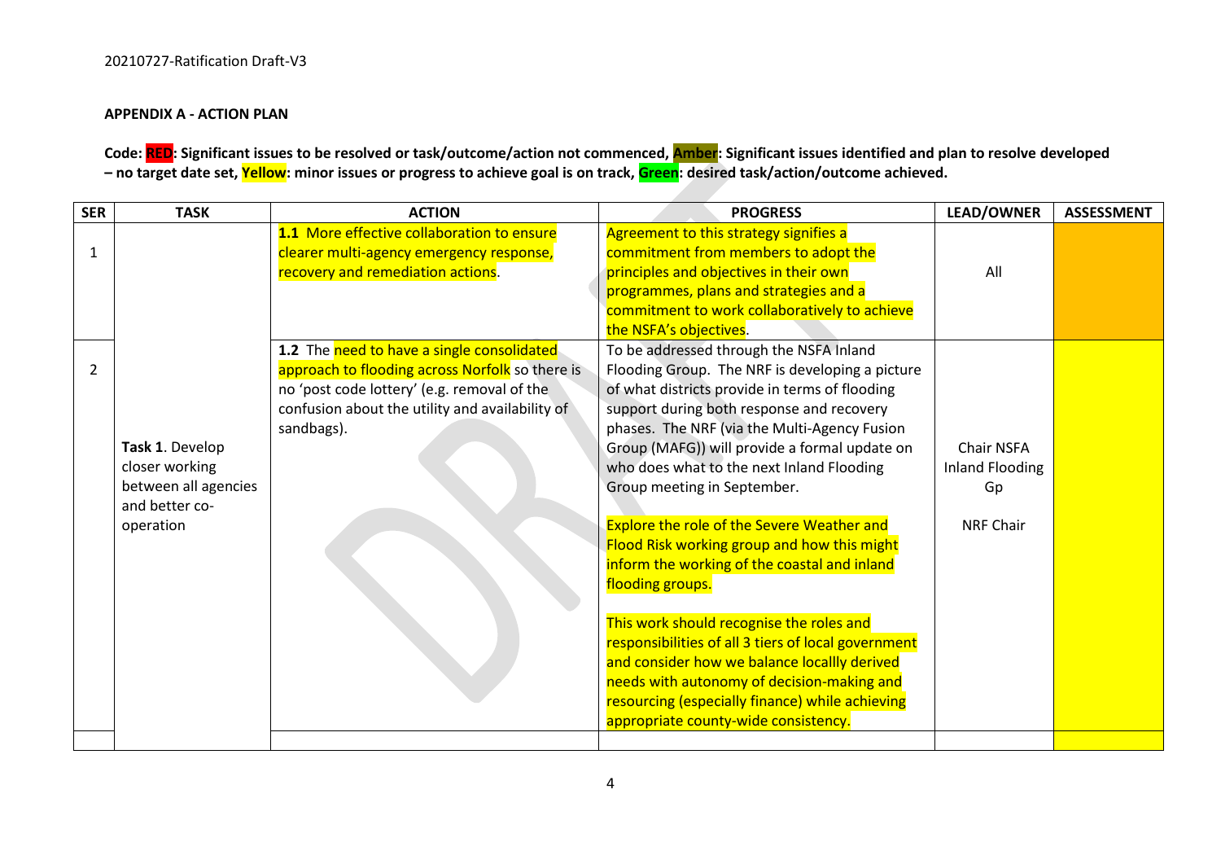20210727-Ratification Draft-V3

**APPENDIX A - ACTION PLAN**

**Code: RED: Significant issues to be resolved or task/outcome/action not commenced, Amber: Significant issues identified and plan to resolve developed – no target date set, Yellow: minor issues or progress to achieve goal is on track, Green: desired task/action/outcome achieved.**

| SER | TASK | ACTION | PROGRESS | LEAD/OWNER | ASSESSMENT |
|---|---|---|---|---|---|
| 1 | **Task 1**. Develop closer working between all agencies and better co-operation | **1.1** More effective collaboration to ensure clearer multi-agency emergency response, recovery and remediation actions. | Agreement to this strategy signifies a commitment from members to adopt the principles and objectives in their own programmes, plans and strategies and a commitment to work collaboratively to achieve the NSFA's objectives. | All | |
| 2 | | **1.2** The need to have a single consolidated approach to flooding across Norfolk so there is no 'post code lottery' (e.g. removal of the confusion about the utility and availability of sandbags). | To be addressed through the NSFA Inland Flooding Group. The NRF is developing a picture of what districts provide in terms of flooding support during both response and recovery phases. The NRF (via the Multi-Agency Fusion Group (MAFG)) will provide a formal update on who does what to the next Inland Flooding Group meeting in September.<br><br>Explore the role of the Severe Weather and Flood Risk working group and how this might inform the working of the coastal and inland flooding groups.<br><br>This work should recognise the roles and responsibilities of all 3 tiers of local government and consider how we balance locallly derived needs with autonomy of decision-making and resourcing (especially finance) while achieving appropriate county-wide consistency. | Chair NSFA Inland Flooding Gp<br><br>NRF Chair | |
| | | | | | |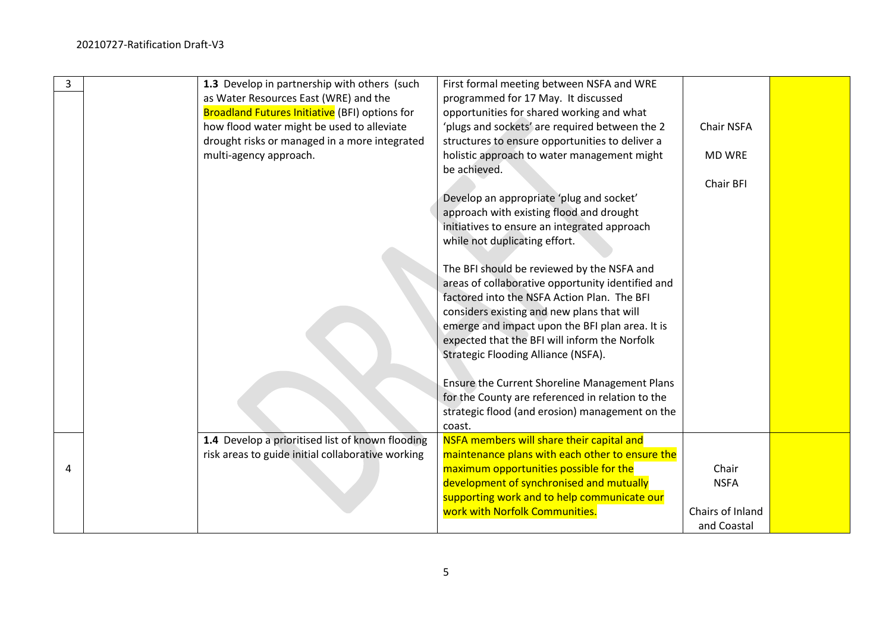| 3 | | 1.3 Develop in partnership with others (such as Water Resources East (WRE) and the Broadland Futures Initiative (BFI) options for how flood water might be used to alleviate drought risks or managed in a more integrated multi-agency approach. | First formal meeting between NSFA and WRE programmed for 17 May. It discussed opportunities for shared working and what 'plugs and sockets' are required between the 2 structures to ensure opportunities to deliver a holistic approach to water management might be achieved.<br><br>Develop an appropriate 'plug and socket' approach with existing flood and drought initiatives to ensure an integrated approach while not duplicating effort.<br><br>The BFI should be reviewed by the NSFA and areas of collaborative opportunity identified and factored into the NSFA Action Plan. The BFI considers existing and new plans that will emerge and impact upon the BFI plan area. It is expected that the BFI will inform the Norfolk Strategic Flooding Alliance (NSFA).<br><br>Ensure the Current Shoreline Management Plans for the County are referenced in relation to the strategic flood (and erosion) management on the coast. | Chair NSFA<br><br>MD WRE<br><br>Chair BFI | |
|---|---|---|---|---|---|
| 4 | | **1.4** Develop a prioritised list of known flooding risk areas to guide initial collaborative working | NSFA members will share their capital and maintenance plans with each other to ensure the maximum opportunities possible for the development of synchronised and mutually supporting work and to help communicate our work with Norfolk Communities. | Chair NSFA<br><br>Chairs of Inland and Coastal | |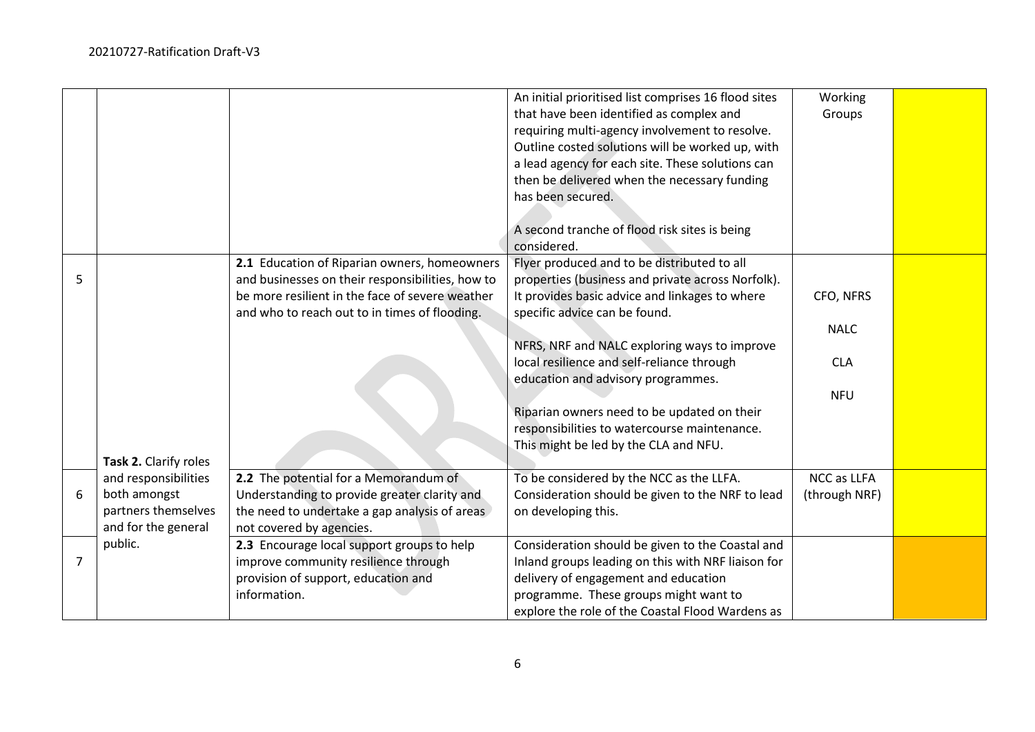| | | | | | |
|---|---|---|---|---|---|
| | | | An initial prioritised list comprises 16 flood sites that have been identified as complex and requiring multi-agency involvement to resolve. Outline costed solutions will be worked up, with a lead agency for each site. These solutions can then be delivered when the necessary funding has been secured.<br><br>A second tranche of flood risk sites is being considered. | Working Groups | |
| 5 | **Task 2.** Clarify roles and responsibilities both amongst partners themselves and for the general public. | **2.1** Education of Riparian owners, homeowners and businesses on their responsibilities, how to be more resilient in the face of severe weather and who to reach out to in times of flooding. | Flyer produced and to be distributed to all properties (business and private across Norfolk). It provides basic advice and linkages to where specific advice can be found.<br><br>NFRS, NRF and NALC exploring ways to improve local resilience and self-reliance through education and advisory programmes.<br><br>Riparian owners need to be updated on their responsibilities to watercourse maintenance. This might be led by the CLA and NFU. | CFO, NFRS<br><br>NALC<br><br>CLA<br><br>NFU | |
| 6 | | **2.2** The potential for a Memorandum of Understanding to provide greater clarity and the need to undertake a gap analysis of areas not covered by agencies. | To be considered by the NCC as the LLFA. Consideration should be given to the NRF to lead on developing this. | NCC as LLFA (through NRF) | |
| 7 | | **2.3** Encourage local support groups to help improve community resilience through provision of support, education and information. | Consideration should be given to the Coastal and Inland groups leading on this with NRF liaison for delivery of engagement and education programme. These groups might want to explore the role of the Coastal Flood Wardens as | | |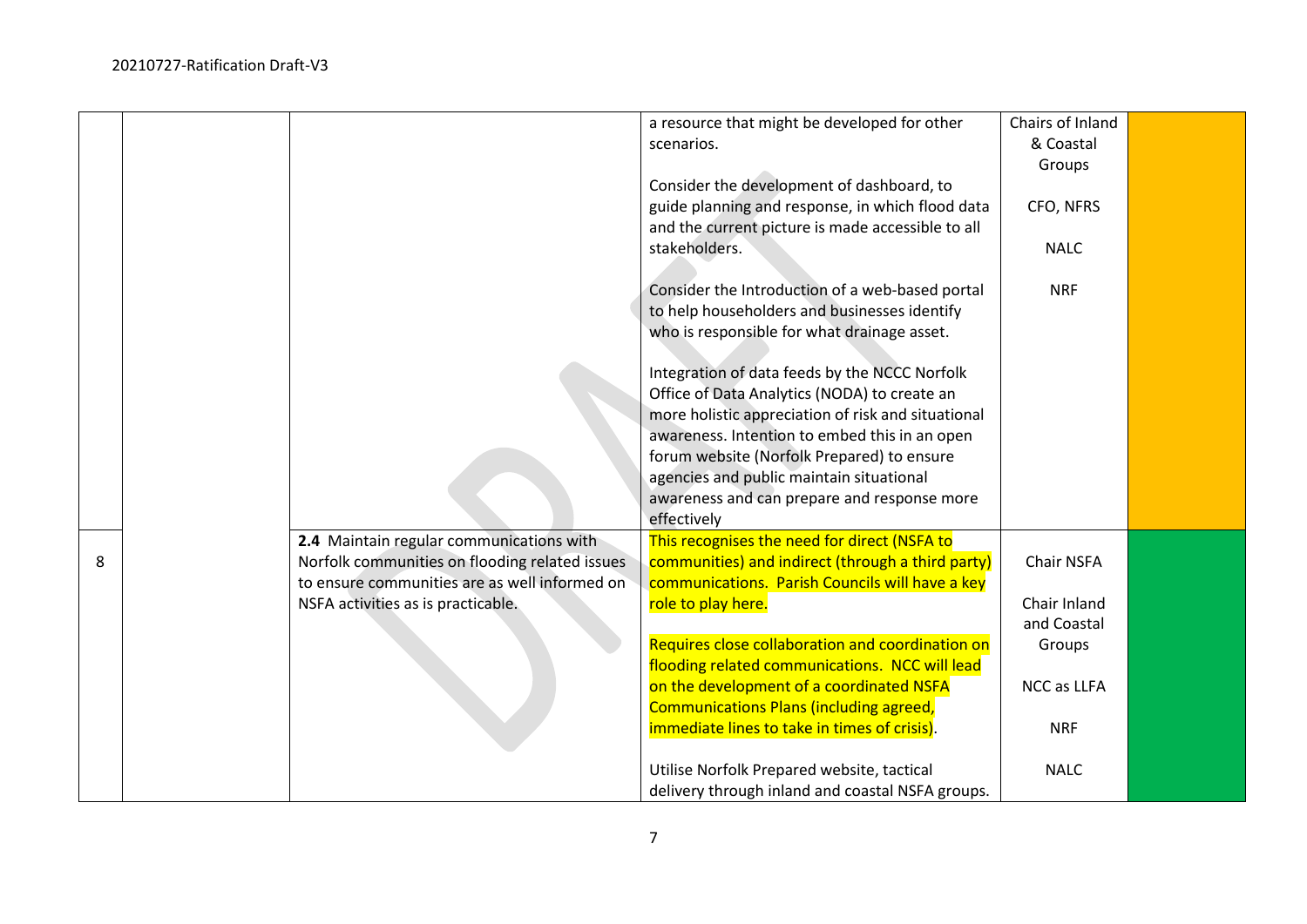| | | | | | |
|---|---|---|---|---|---|
| | | | a resource that might be developed for other scenarios.<br><br>Consider the development of dashboard, to guide planning and response, in which flood data and the current picture is made accessible to all stakeholders.<br><br>Consider the Introduction of a web-based portal to help householders and businesses identify who is responsible for what drainage asset.<br><br>Integration of data feeds by the NCCC Norfolk Office of Data Analytics (NODA) to create an more holistic appreciation of risk and situational awareness. Intention to embed this in an open forum website (Norfolk Prepared) to ensure agencies and public maintain situational awareness and can prepare and response more effectively | Chairs of Inland & Coastal Groups<br><br>CFO, NFRS<br><br>NALC<br><br>NRF | |
| 8 | | **2.4** Maintain regular communications with Norfolk communities on flooding related issues to ensure communities are as well informed on NSFA activities as is practicable. | This recognises the need for direct (NSFA to communities) and indirect (through a third party) communications. Parish Councils will have a key role to play here.<br><br>Requires close collaboration and coordination on flooding related communications. NCC will lead on the development of a coordinated NSFA Communications Plans (including agreed, immediate lines to take in times of crisis).<br><br>Utilise Norfolk Prepared website, tactical delivery through inland and coastal NSFA groups. | Chair NSFA<br><br>Chair Inland and Coastal Groups<br><br>NCC as LLFA<br><br>NRF<br><br>NALC | |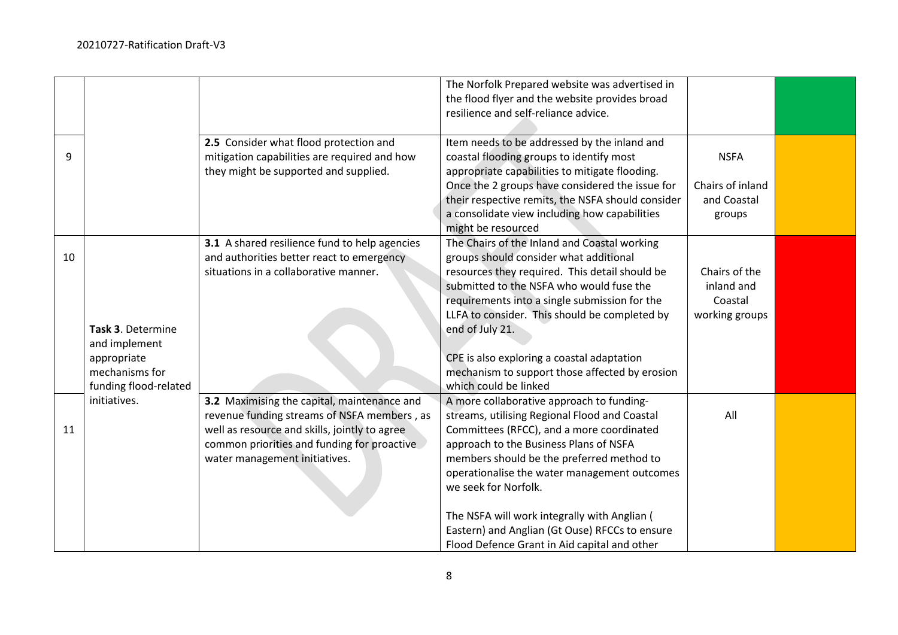| | | | | | |
|---|---|---|---|---|---|
| | | | The Norfolk Prepared website was advertised in the flood flyer and the website provides broad resilience and self-reliance advice. | | |
| 9 | | **2.5** Consider what flood protection and mitigation capabilities are required and how they might be supported and supplied. | Item needs to be addressed by the inland and coastal flooding groups to identify most appropriate capabilities to mitigate flooding. Once the 2 groups have considered the issue for their respective remits, the NSFA should consider a consolidate view including how capabilities might be resourced | NSFA<br><br>Chairs of inland and Coastal groups | |
| 10 | **Task 3**. Determine and implement appropriate mechanisms for funding flood-related initiatives. | **3.1** A shared resilience fund to help agencies and authorities better react to emergency situations in a collaborative manner. | The Chairs of the Inland and Coastal working groups should consider what additional resources they required. This detail should be submitted to the NSFA who would fuse the requirements into a single submission for the LLFA to consider. This should be completed by end of July 21.<br><br>CPE is also exploring a coastal adaptation mechanism to support those affected by erosion which could be linked | Chairs of the inland and Coastal working groups | |
| 11 | | **3.2** Maximising the capital, maintenance and revenue funding streams of NSFA members , as well as resource and skills, jointly to agree common priorities and funding for proactive water management initiatives. | A more collaborative approach to funding-streams, utilising Regional Flood and Coastal Committees (RFCC), and a more coordinated approach to the Business Plans of NSFA members should be the preferred method to operationalise the water management outcomes we seek for Norfolk.<br><br>The NSFA will work integrally with Anglian ( Eastern) and Anglian (Gt Ouse) RFCCs to ensure Flood Defence Grant in Aid capital and other | All | |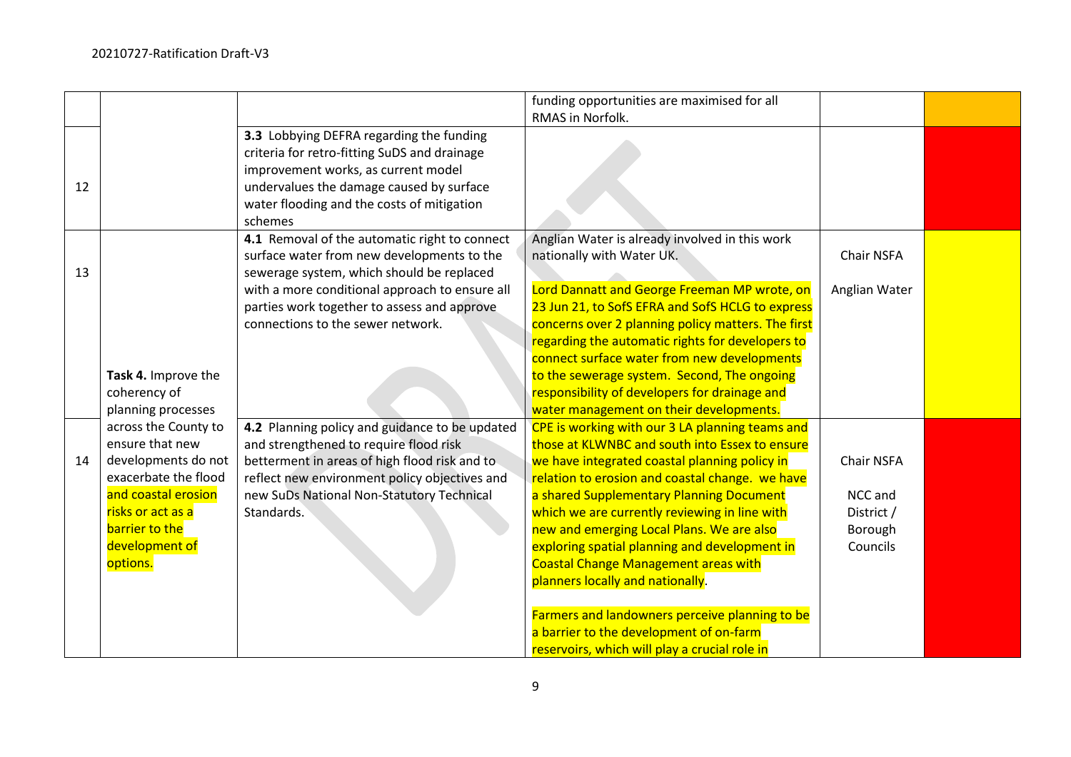| | | | funding opportunities are maximised for all RMAS in Norfolk. | | |
|---|---|---|---|---|---|
| 12 | | **3.3** Lobbying DEFRA regarding the funding criteria for retro-fitting SuDS and drainage improvement works, as current model undervalues the damage caused by surface water flooding and the costs of mitigation schemes | | | |
| 13 | **Task 4.** Improve the coherency of planning processes across the County to ensure that new developments do not exacerbate the flood and coastal erosion risks or act as a barrier to the development of options. | **4.1** Removal of the automatic right to connect surface water from new developments to the sewerage system, which should be replaced with a more conditional approach to ensure all parties work together to assess and approve connections to the sewer network. | Anglian Water is already involved in this work nationally with Water UK.<br><br>Lord Dannatt and George Freeman MP wrote, on 23 Jun 21, to SofS EFRA and SofS HCLG to express concerns over 2 planning policy matters. The first regarding the automatic rights for developers to connect surface water from new developments to the sewerage system. Second, The ongoing responsibility of developers for drainage and water management on their developments. | Chair NSFA<br><br>Anglian Water | |
| 14 | | **4.2** Planning policy and guidance to be updated and strengthened to require flood risk betterment in areas of high flood risk and to reflect new environment policy objectives and new SuDs National Non-Statutory Technical Standards. | CPE is working with our 3 LA planning teams and those at KLWNBC and south into Essex to ensure we have integrated coastal planning policy in relation to erosion and coastal change. we have a shared Supplementary Planning Document which we are currently reviewing in line with new and emerging Local Plans. We are also exploring spatial planning and development in Coastal Change Management areas with planners locally and nationally.<br><br>Farmers and landowners perceive planning to be a barrier to the development of on-farm reservoirs, which will play a crucial role in | Chair NSFA<br><br>NCC and District / Borough Councils | |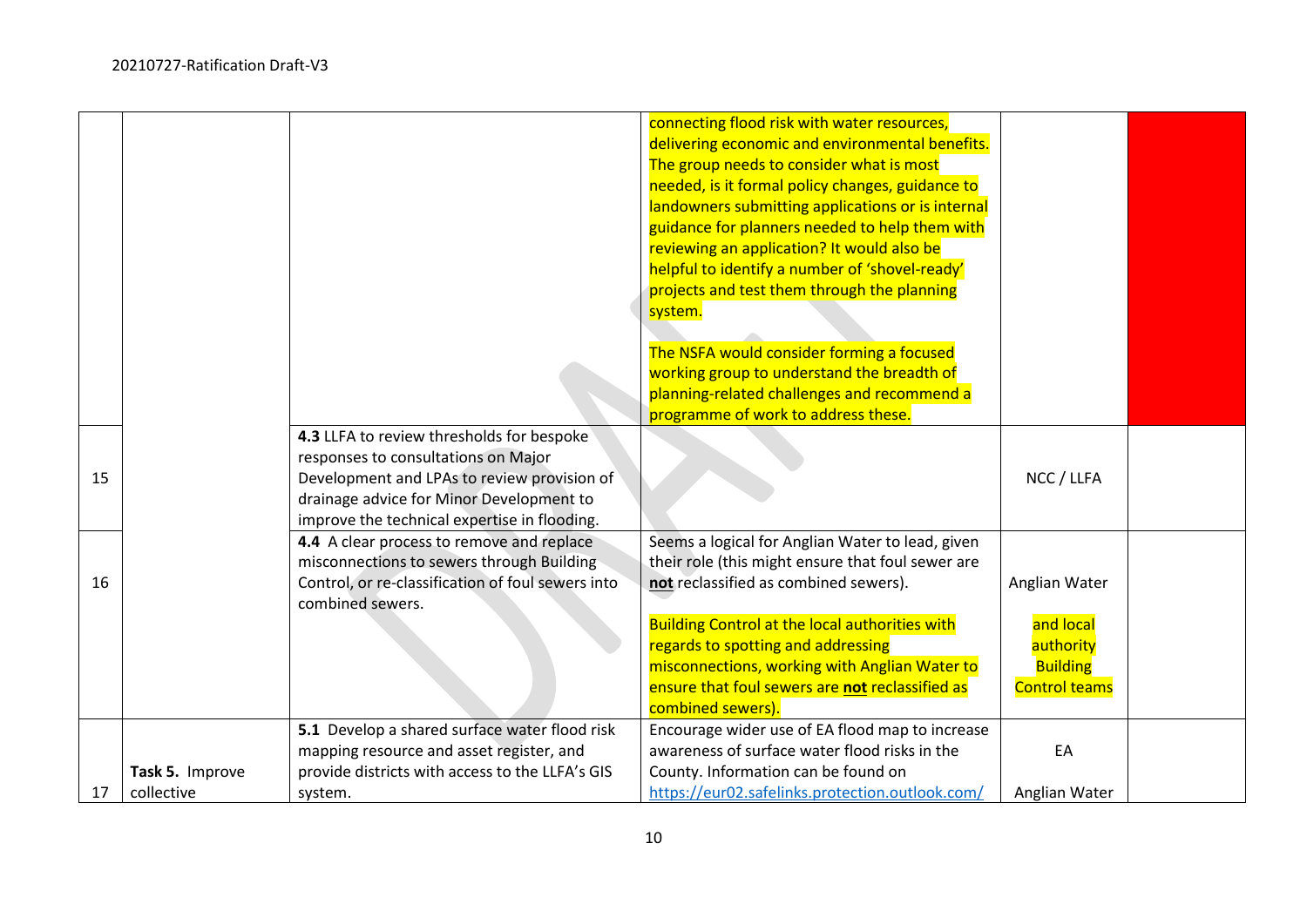| | | | | | |
|---|---|---|---|---|---|
| | | | connecting flood risk with water resources, delivering economic and environmental benefits. The group needs to consider what is most needed, is it formal policy changes, guidance to landowners submitting applications or is internal guidance for planners needed to help them with reviewing an application? It would also be helpful to identify a number of 'shovel-ready' projects and test them through the planning system.<br><br>The NSFA would consider forming a focused working group to understand the breadth of planning-related challenges and recommend a programme of work to address these. | | |
| 15 | | **4.3** LLFA to review thresholds for bespoke responses to consultations on Major Development and LPAs to review provision of drainage advice for Minor Development to improve the technical expertise in flooding. | | NCC / LLFA | |
| 16 | | **4.4** A clear process to remove and replace misconnections to sewers through Building Control, or re-classification of foul sewers into combined sewers. | Seems a logical for Anglian Water to lead, given their role (this might ensure that foul sewer are **not** reclassified as combined sewers).<br><br>Building Control at the local authorities with regards to spotting and addressing misconnections, working with Anglian Water to ensure that foul sewers are **not** reclassified as combined sewers). | Anglian Water<br><br>and local authority Building Control teams | |
| 17 | **Task 5.** Improve collective | **5.1** Develop a shared surface water flood risk mapping resource and asset register, and provide districts with access to the LLFA's GIS system. | Encourage wider use of EA flood map to increase awareness of surface water flood risks in the County. Information can be found on https://eur02.safelinks.protection.outlook.com/ | EA<br><br>Anglian Water | |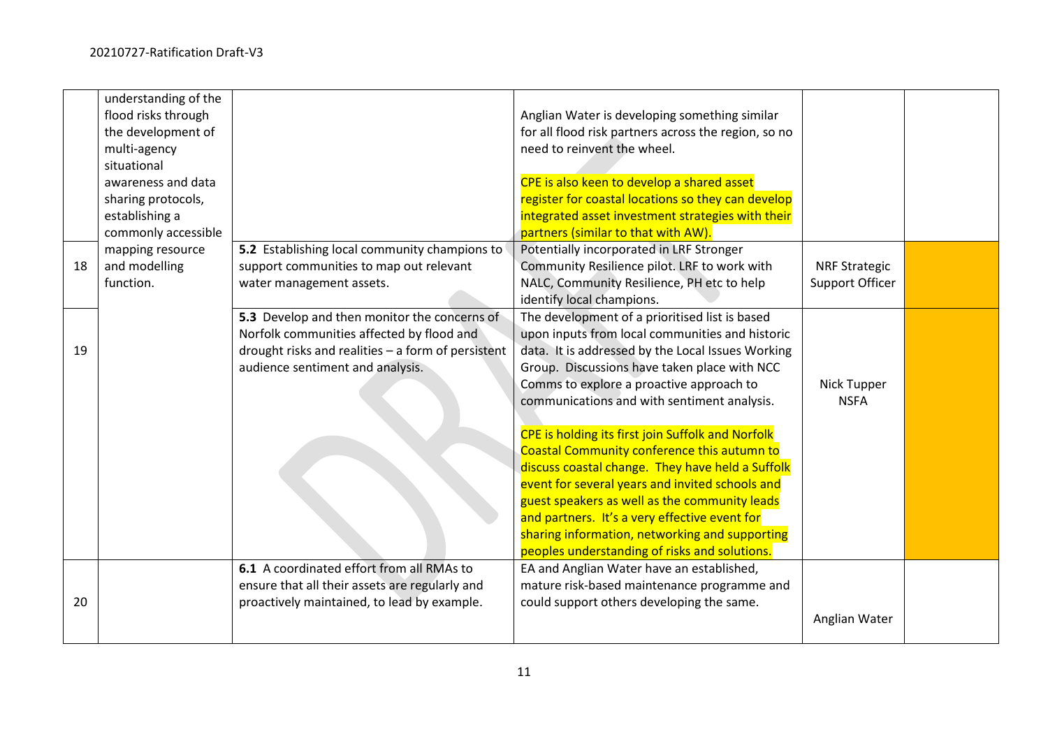| | | | | | |
|---|---|---|---|---|---|
| | understanding of the flood risks through the development of multi-agency situational awareness and data sharing protocols, establishing a commonly accessible | | Anglian Water is developing something similar for all flood risk partners across the region, so no need to reinvent the wheel.<br><br>CPE is also keen to develop a shared asset register for coastal locations so they can develop integrated asset investment strategies with their partners (similar to that with AW). | | |
| 18 | mapping resource and modelling function. | **5.2** Establishing local community champions to support communities to map out relevant water management assets. | Potentially incorporated in LRF Stronger Community Resilience pilot. LRF to work with NALC, Community Resilience, PH etc to help identify local champions. | NRF Strategic Support Officer | |
| 19 | | **5.3** Develop and then monitor the concerns of Norfolk communities affected by flood and drought risks and realities – a form of persistent audience sentiment and analysis. | The development of a prioritised list is based upon inputs from local communities and historic data. It is addressed by the Local Issues Working Group. Discussions have taken place with NCC Comms to explore a proactive approach to communications and with sentiment analysis.<br><br>CPE is holding its first join Suffolk and Norfolk Coastal Community conference this autumn to discuss coastal change. They have held a Suffolk event for several years and invited schools and guest speakers as well as the community leads and partners. It's a very effective event for sharing information, networking and supporting peoples understanding of risks and solutions. | Nick Tupper NSFA | |
| 20 | | **6.1** A coordinated effort from all RMAs to ensure that all their assets are regularly and proactively maintained, to lead by example. | EA and Anglian Water have an established, mature risk-based maintenance programme and could support others developing the same. | Anglian Water | |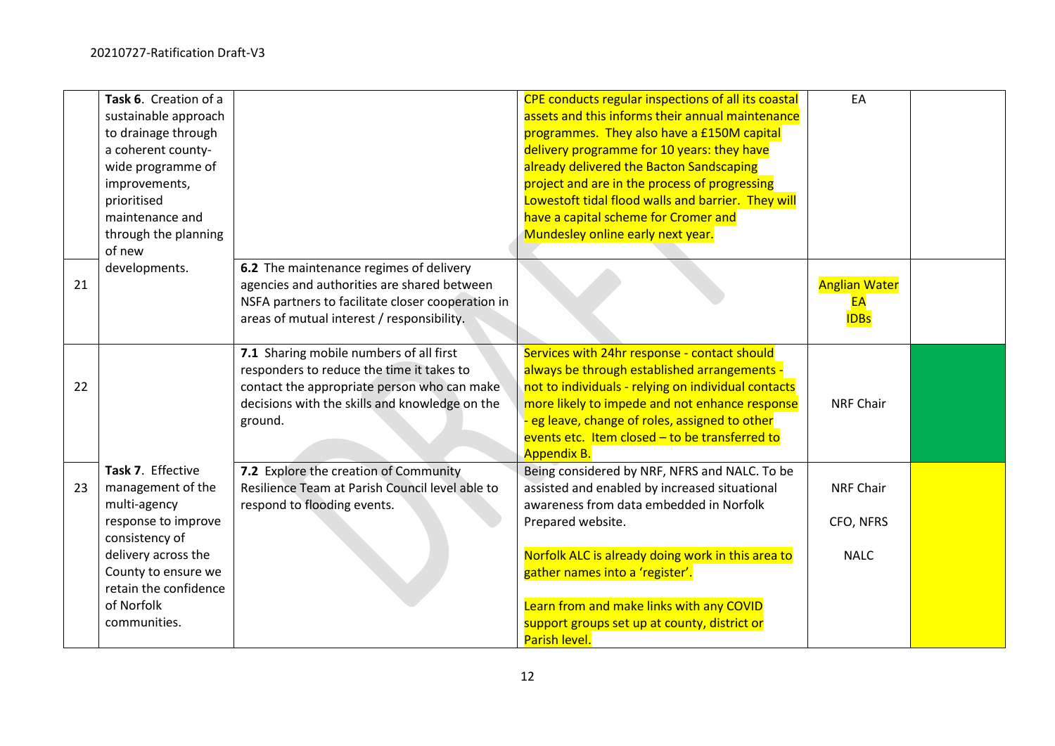| | | | | | |
|---|---|---|---|---|---|
| | **Task 6**. Creation of a sustainable approach to drainage through a coherent county-wide programme of improvements, prioritised maintenance and through the planning of new developments. | | CPE conducts regular inspections of all its coastal assets and this informs their annual maintenance programmes. They also have a £150M capital delivery programme for 10 years: they have already delivered the Bacton Sandscaping project and are in the process of progressing Lowestoft tidal flood walls and barrier. They will have a capital scheme for Cromer and Mundesley online early next year. | EA | |
| 21 | | **6.2** The maintenance regimes of delivery agencies and authorities are shared between NSFA partners to facilitate closer cooperation in areas of mutual interest / responsibility. | | Anglian Water<br>EA<br>IDBs | |
| 22 | **Task 7**. Effective management of the multi-agency response to improve consistency of delivery across the County to ensure we retain the confidence of Norfolk communities. | **7.1** Sharing mobile numbers of all first responders to reduce the time it takes to contact the appropriate person who can make decisions with the skills and knowledge on the ground. | Services with 24hr response - contact should always be through established arrangements - not to individuals - relying on individual contacts more likely to impede and not enhance response - eg leave, change of roles, assigned to other events etc. Item closed – to be transferred to Appendix B. | NRF Chair | |
| 23 | | **7.2** Explore the creation of Community Resilience Team at Parish Council level able to respond to flooding events. | Being considered by NRF, NFRS and NALC. To be assisted and enabled by increased situational awareness from data embedded in Norfolk Prepared website.<br><br>Norfolk ALC is already doing work in this area to gather names into a 'register'.<br><br>Learn from and make links with any COVID support groups set up at county, district or Parish level. | NRF Chair<br><br>CFO, NFRS<br><br>NALC | |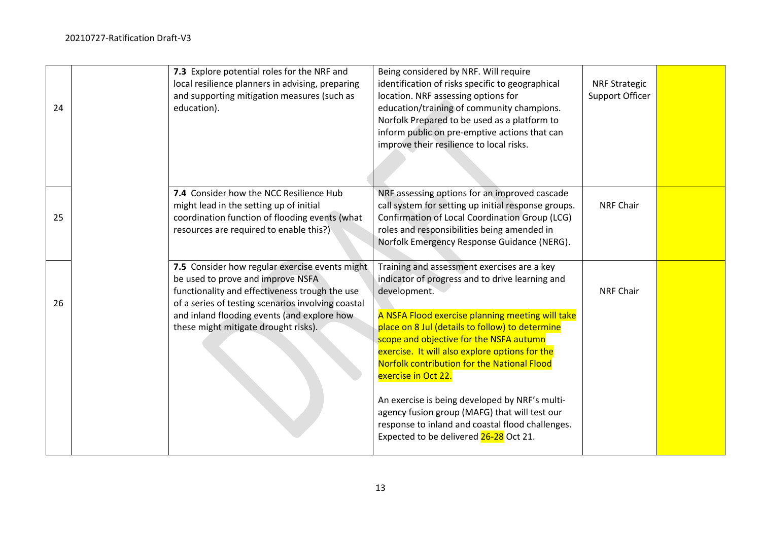| 24 | | **7.3** Explore potential roles for the NRF and local resilience planners in advising, preparing and supporting mitigation measures (such as education). | Being considered by NRF. Will require identification of risks specific to geographical location. NRF assessing options for education/training of community champions. Norfolk Prepared to be used as a platform to inform public on pre-emptive actions that can improve their resilience to local risks. | NRF Strategic Support Officer | |
|---|---|---|---|---|---|
| 25 | | **7.4** Consider how the NCC Resilience Hub might lead in the setting up of initial coordination function of flooding events (what resources are required to enable this?) | NRF assessing options for an improved cascade call system for setting up initial response groups. Confirmation of Local Coordination Group (LCG) roles and responsibilities being amended in Norfolk Emergency Response Guidance (NERG). | NRF Chair | |
| 26 | | **7.5** Consider how regular exercise events might be used to prove and improve NSFA functionality and effectiveness trough the use of a series of testing scenarios involving coastal and inland flooding events (and explore how these might mitigate drought risks). | Training and assessment exercises are a key indicator of progress and to drive learning and development.<br><br>A NSFA Flood exercise planning meeting will take place on 8 Jul (details to follow) to determine scope and objective for the NSFA autumn exercise. It will also explore options for the Norfolk contribution for the National Flood exercise in Oct 22.<br><br>An exercise is being developed by NRF's multi-agency fusion group (MAFG) that will test our response to inland and coastal flood challenges. Expected to be delivered 26-28 Oct 21. | NRF Chair | |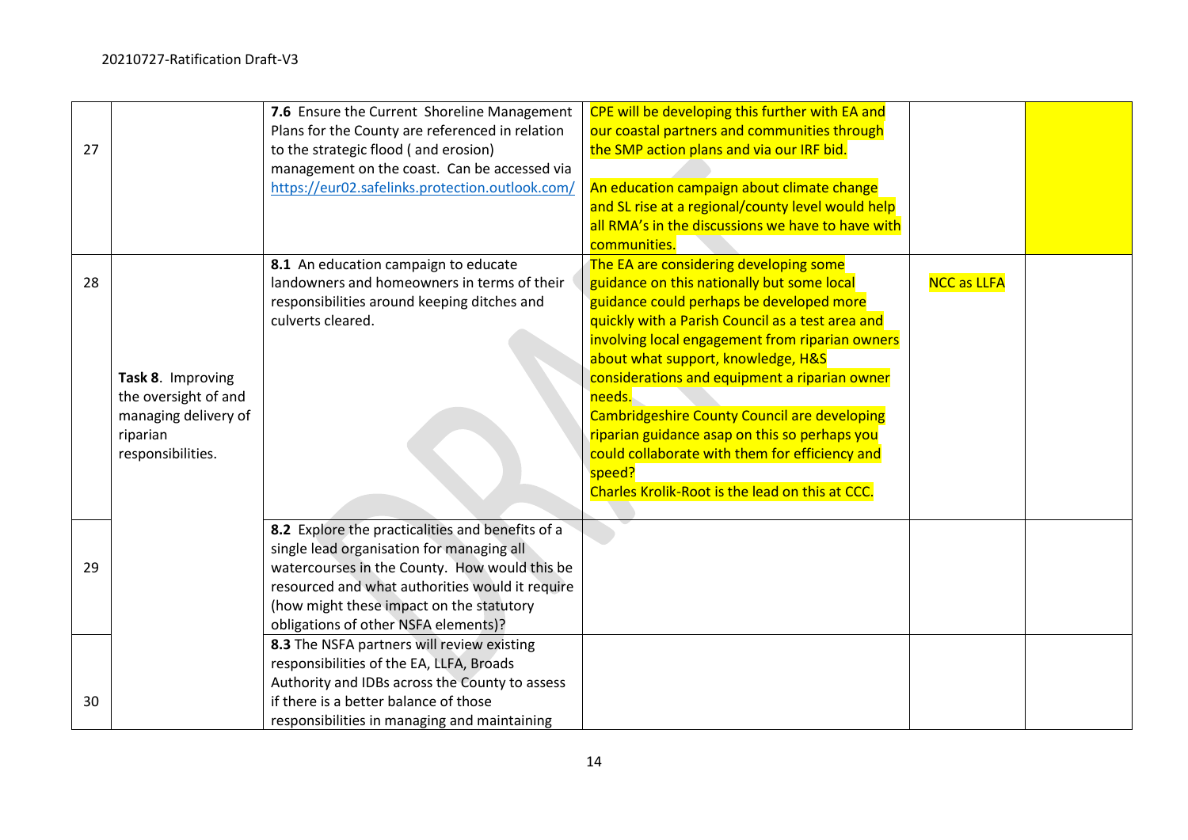| 27 | | **7.6** Ensure the Current Shoreline Management Plans for the County are referenced in relation to the strategic flood ( and erosion) management on the coast. Can be accessed via https://eur02.safelinks.protection.outlook.com/ | CPE will be developing this further with EA and our coastal partners and communities through the SMP action plans and via our IRF bid.<br><br>An education campaign about climate change and SL rise at a regional/county level would help all RMA's in the discussions we have to have with communities. | | |
|---|---|---|---|---|---|
| 28 | **Task 8**. Improving the oversight of and managing delivery of riparian responsibilities. | **8.1** An education campaign to educate landowners and homeowners in terms of their responsibilities around keeping ditches and culverts cleared. | The EA are considering developing some guidance on this nationally but some local guidance could perhaps be developed more quickly with a Parish Council as a test area and involving local engagement from riparian owners about what support, knowledge, H&S considerations and equipment a riparian owner needs.<br>Cambridgeshire County Council are developing riparian guidance asap on this so perhaps you could collaborate with them for efficiency and speed?<br>Charles Krolik-Root is the lead on this at CCC. | NCC as LLFA | |
| 29 | | **8.2** Explore the practicalities and benefits of a single lead organisation for managing all watercourses in the County. How would this be resourced and what authorities would it require (how might these impact on the statutory obligations of other NSFA elements)? | | | |
| 30 | | **8.3** The NSFA partners will review existing responsibilities of the EA, LLFA, Broads Authority and IDBs across the County to assess if there is a better balance of those responsibilities in managing and maintaining | | | |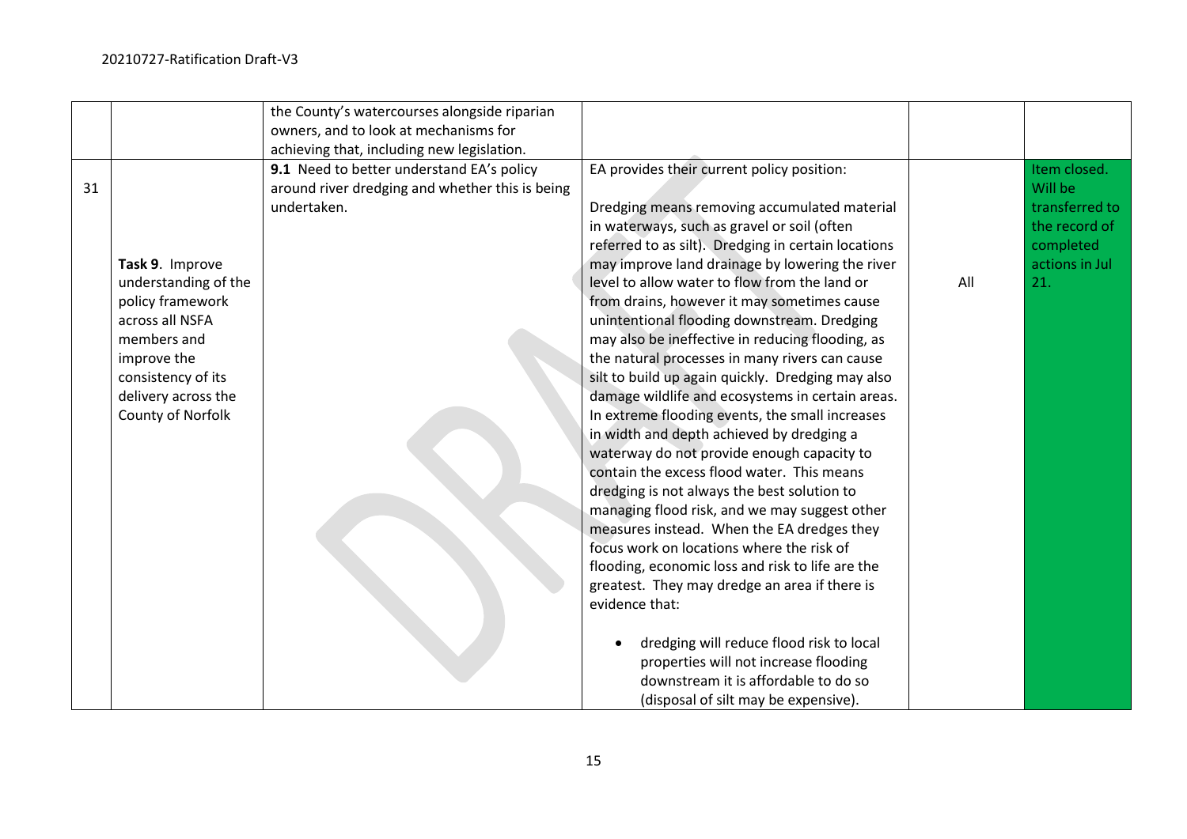| | | | | | |
|---|---|---|---|---|---|
| | | the County's watercourses alongside riparian owners, and to look at mechanisms for achieving that, including new legislation. | | | |
| 31 | **Task 9**. Improve understanding of the policy framework across all NSFA members and improve the consistency of its delivery across the County of Norfolk | **9.1** Need to better understand EA's policy around river dredging and whether this is being undertaken. | EA provides their current policy position:<br><br>Dredging means removing accumulated material in waterways, such as gravel or soil (often referred to as silt). Dredging in certain locations may improve land drainage by lowering the river level to allow water to flow from the land or from drains, however it may sometimes cause unintentional flooding downstream. Dredging may also be ineffective in reducing flooding, as the natural processes in many rivers can cause silt to build up again quickly. Dredging may also damage wildlife and ecosystems in certain areas. In extreme flooding events, the small increases in width and depth achieved by dredging a waterway do not provide enough capacity to contain the excess flood water. This means dredging is not always the best solution to managing flood risk, and we may suggest other measures instead. When the EA dredges they focus work on locations where the risk of flooding, economic loss and risk to life are the greatest. They may dredge an area if there is evidence that:<br><br>• dredging will reduce flood risk to local properties will not increase flooding downstream it is affordable to do so (disposal of silt may be expensive). | All | Item closed. Will be transferred to the record of completed actions in Jul 21. |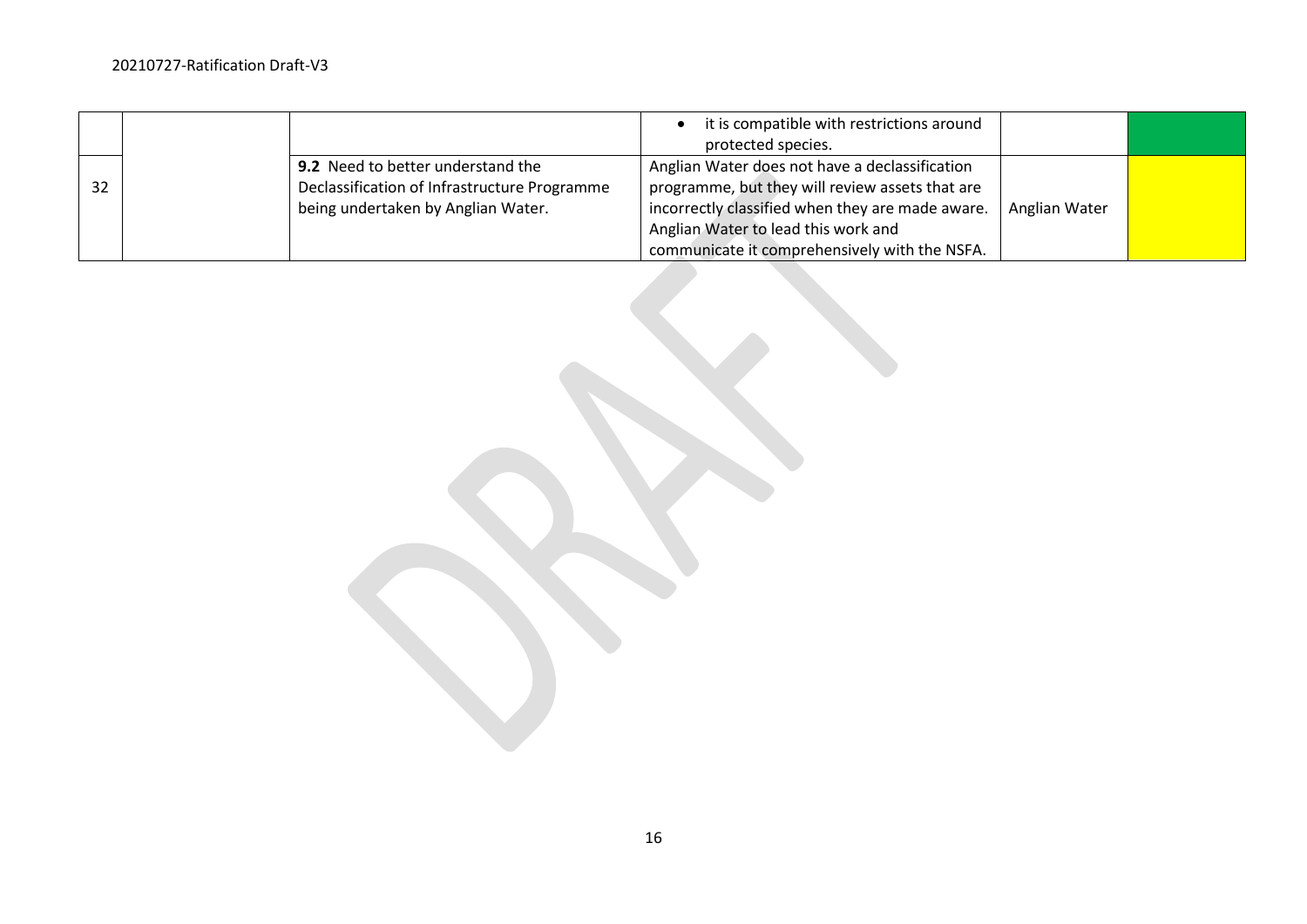| | | | | | |
|---|---|---|---|---|---|
| | | | • it is compatible with restrictions around protected species. | | |
| 32 | | **9.2** Need to better understand the Declassification of Infrastructure Programme being undertaken by Anglian Water. | Anglian Water does not have a declassification programme, but they will review assets that are incorrectly classified when they are made aware. Anglian Water to lead this work and communicate it comprehensively with the NSFA. | Anglian Water | |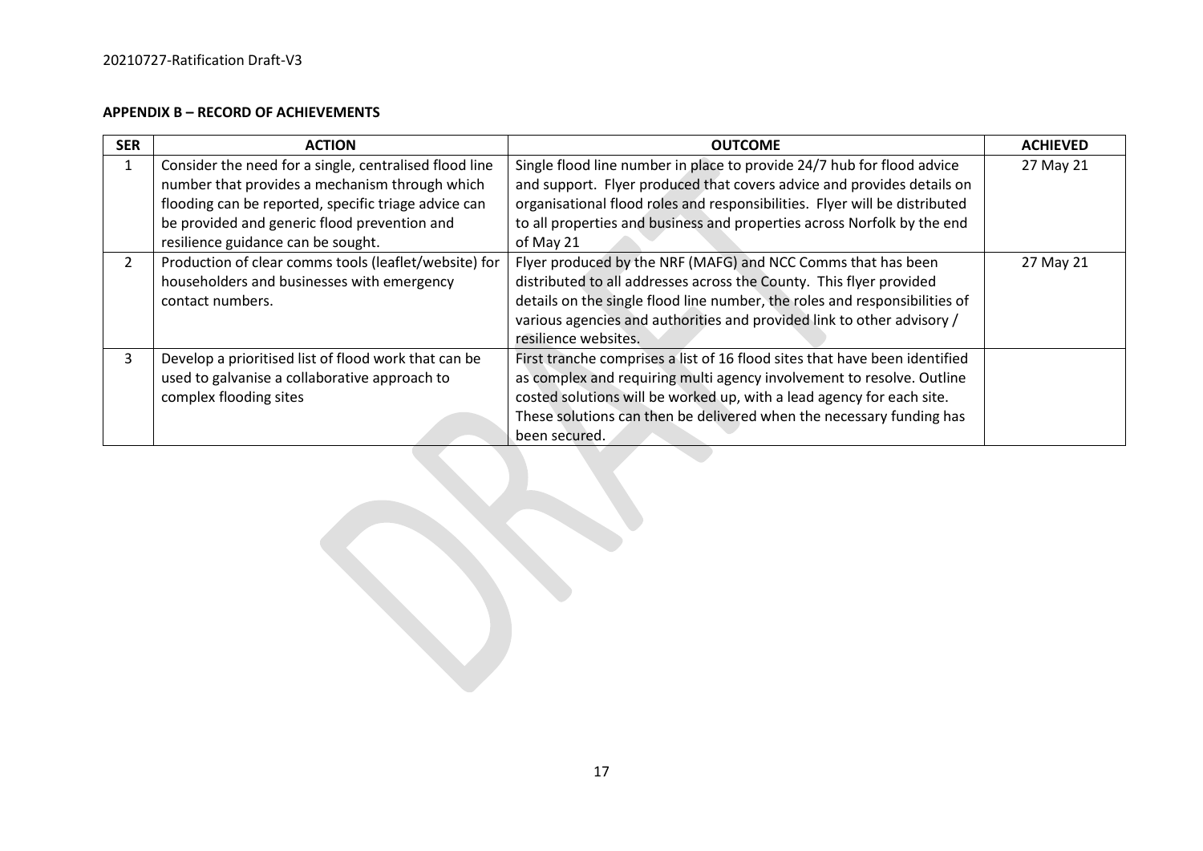**APPENDIX B – RECORD OF ACHIEVEMENTS**

| SER | ACTION | OUTCOME | ACHIEVED |
|---|---|---|---|
| 1 | Consider the need for a single, centralised flood line number that provides a mechanism through which flooding can be reported, specific triage advice can be provided and generic flood prevention and resilience guidance can be sought. | Single flood line number in place to provide 24/7 hub for flood advice and support. Flyer produced that covers advice and provides details on organisational flood roles and responsibilities. Flyer will be distributed to all properties and business and properties across Norfolk by the end of May 21 | 27 May 21 |
| 2 | Production of clear comms tools (leaflet/website) for householders and businesses with emergency contact numbers. | Flyer produced by the NRF (MAFG) and NCC Comms that has been distributed to all addresses across the County. This flyer provided details on the single flood line number, the roles and responsibilities of various agencies and authorities and provided link to other advisory / resilience websites. | 27 May 21 |
| 3 | Develop a prioritised list of flood work that can be used to galvanise a collaborative approach to complex flooding sites | First tranche comprises a list of 16 flood sites that have been identified as complex and requiring multi agency involvement to resolve. Outline costed solutions will be worked up, with a lead agency for each site. These solutions can then be delivered when the necessary funding has been secured. | |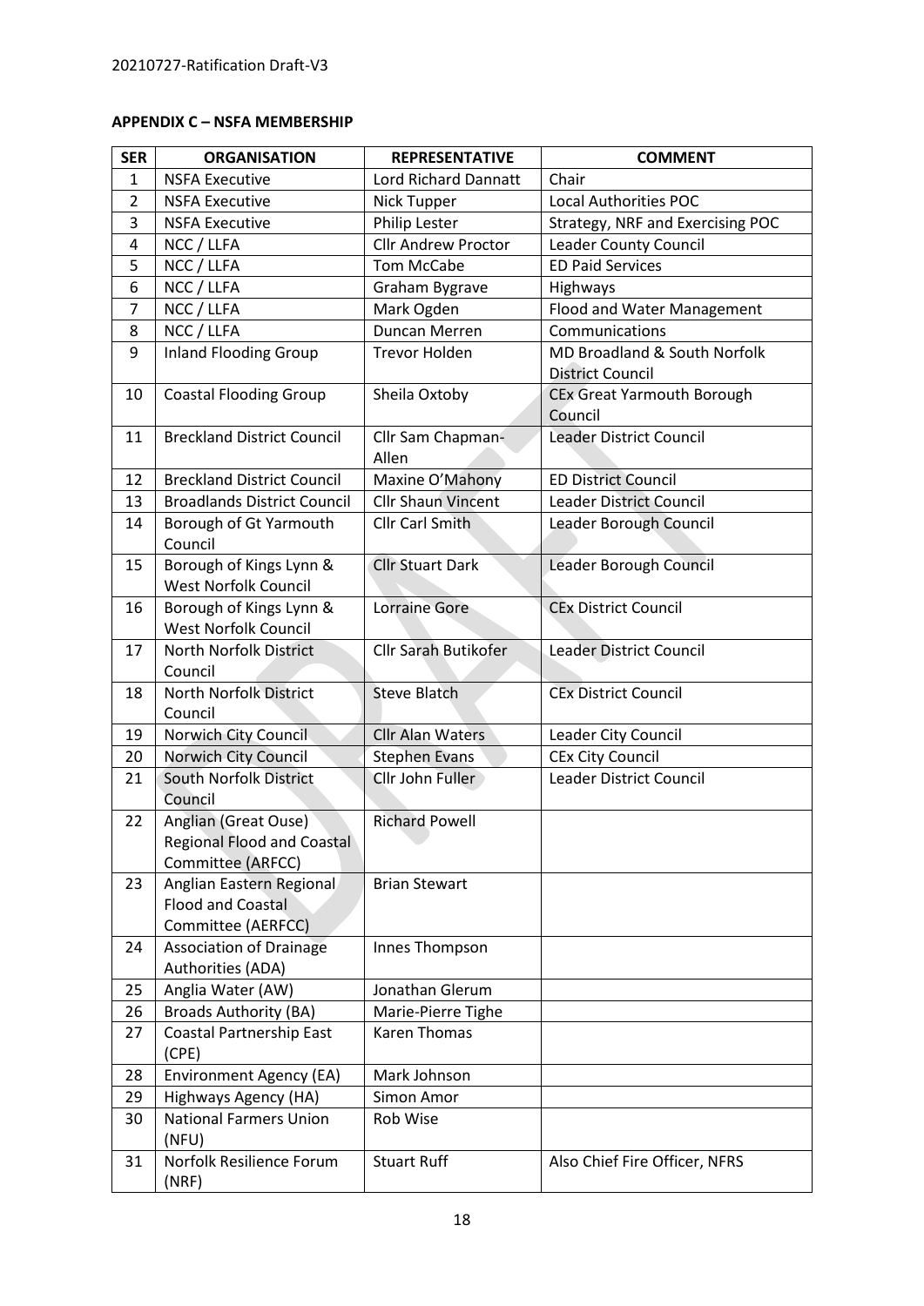**APPENDIX C – NSFA MEMBERSHIP**

| SER | ORGANISATION | REPRESENTATIVE | COMMENT |
|---|---|---|---|
| 1 | NSFA Executive | Lord Richard Dannatt | Chair |
| 2 | NSFA Executive | Nick Tupper | Local Authorities POC |
| 3 | NSFA Executive | Philip Lester | Strategy, NRF and Exercising POC |
| 4 | NCC / LLFA | Cllr Andrew Proctor | Leader County Council |
| 5 | NCC / LLFA | Tom McCabe | ED Paid Services |
| 6 | NCC / LLFA | Graham Bygrave | Highways |
| 7 | NCC / LLFA | Mark Ogden | Flood and Water Management |
| 8 | NCC / LLFA | Duncan Merren | Communications |
| 9 | Inland Flooding Group | Trevor Holden | MD Broadland & South Norfolk District Council |
| 10 | Coastal Flooding Group | Sheila Oxtoby | CEx Great Yarmouth Borough Council |
| 11 | Breckland District Council | Cllr Sam Chapman-Allen | Leader District Council |
| 12 | Breckland District Council | Maxine O'Mahony | ED District Council |
| 13 | Broadlands District Council | Cllr Shaun Vincent | Leader District Council |
| 14 | Borough of Gt Yarmouth Council | Cllr Carl Smith | Leader Borough Council |
| 15 | Borough of Kings Lynn & West Norfolk Council | Cllr Stuart Dark | Leader Borough Council |
| 16 | Borough of Kings Lynn & West Norfolk Council | Lorraine Gore | CEx District Council |
| 17 | North Norfolk District Council | Cllr Sarah Butikofer | Leader District Council |
| 18 | North Norfolk District Council | Steve Blatch | CEx District Council |
| 19 | Norwich City Council | Cllr Alan Waters | Leader City Council |
| 20 | Norwich City Council | Stephen Evans | CEx City Council |
| 21 | South Norfolk District Council | Cllr John Fuller | Leader District Council |
| 22 | Anglian (Great Ouse) Regional Flood and Coastal Committee (ARFCC) | Richard Powell | |
| 23 | Anglian Eastern Regional Flood and Coastal Committee (AERFCC) | Brian Stewart | |
| 24 | Association of Drainage Authorities (ADA) | Innes Thompson | |
| 25 | Anglia Water (AW) | Jonathan Glerum | |
| 26 | Broads Authority (BA) | Marie-Pierre Tighe | |
| 27 | Coastal Partnership East (CPE) | Karen Thomas | |
| 28 | Environment Agency (EA) | Mark Johnson | |
| 29 | Highways Agency (HA) | Simon Amor | |
| 30 | National Farmers Union (NFU) | Rob Wise | |
| 31 | Norfolk Resilience Forum (NRF) | Stuart Ruff | Also Chief Fire Officer, NFRS |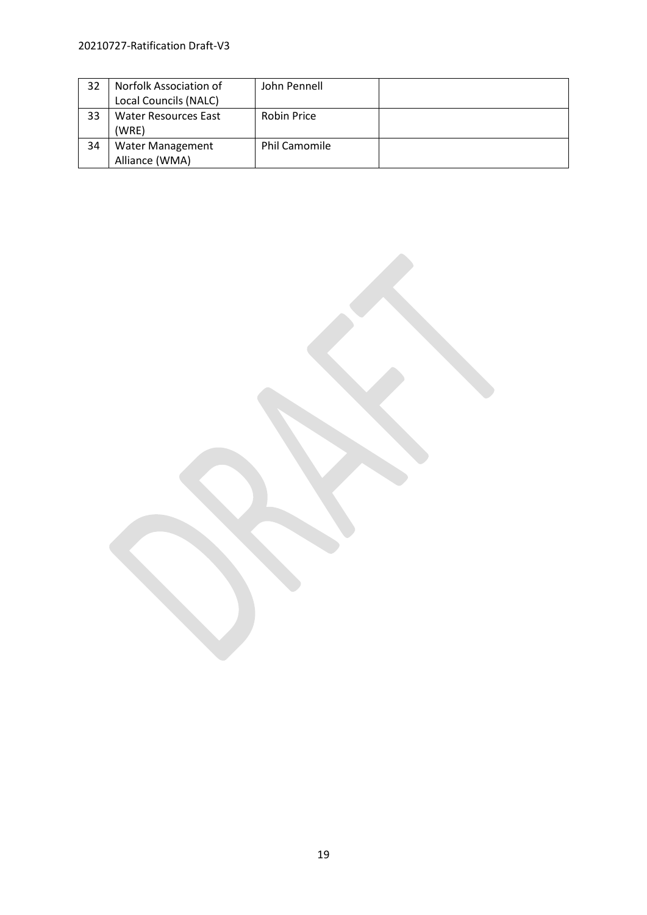| | | | |
|---|---|---|---|
| 32 | Norfolk Association of Local Councils (NALC) | John Pennell | |
| 33 | Water Resources East (WRE) | Robin Price | |
| 34 | Water Management Alliance (WMA) | Phil Camomile | |